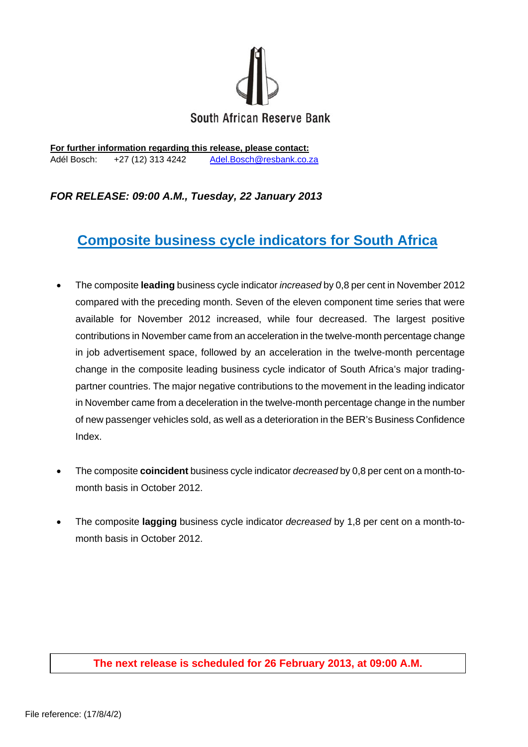South African Reserve Bank

**For further information regarding this release, please contact:**
Adél Bosch: +27 (12) 313 4242 Adel.Bosch@resbank.co.za

***FOR RELEASE: 09:00 A.M., Tuesday, 22 January 2013***

# Composite business cycle indicators for South Africa

- The composite **leading** business cycle indicator *increased* by 0,8 per cent in November 2012 compared with the preceding month. Seven of the eleven component time series that were available for November 2012 increased, while four decreased. The largest positive contributions in November came from an acceleration in the twelve-month percentage change in job advertisement space, followed by an acceleration in the twelve-month percentage change in the composite leading business cycle indicator of South Africa's major trading-partner countries. The major negative contributions to the movement in the leading indicator in November came from a deceleration in the twelve-month percentage change in the number of new passenger vehicles sold, as well as a deterioration in the BER's Business Confidence Index.

- The composite **coincident** business cycle indicator *decreased* by 0,8 per cent on a month-to-month basis in October 2012.

- The composite **lagging** business cycle indicator *decreased* by 1,8 per cent on a month-to-month basis in October 2012.

**The next release is scheduled for 26 February 2013, at 09:00 A.M.**

File reference: (17/8/4/2)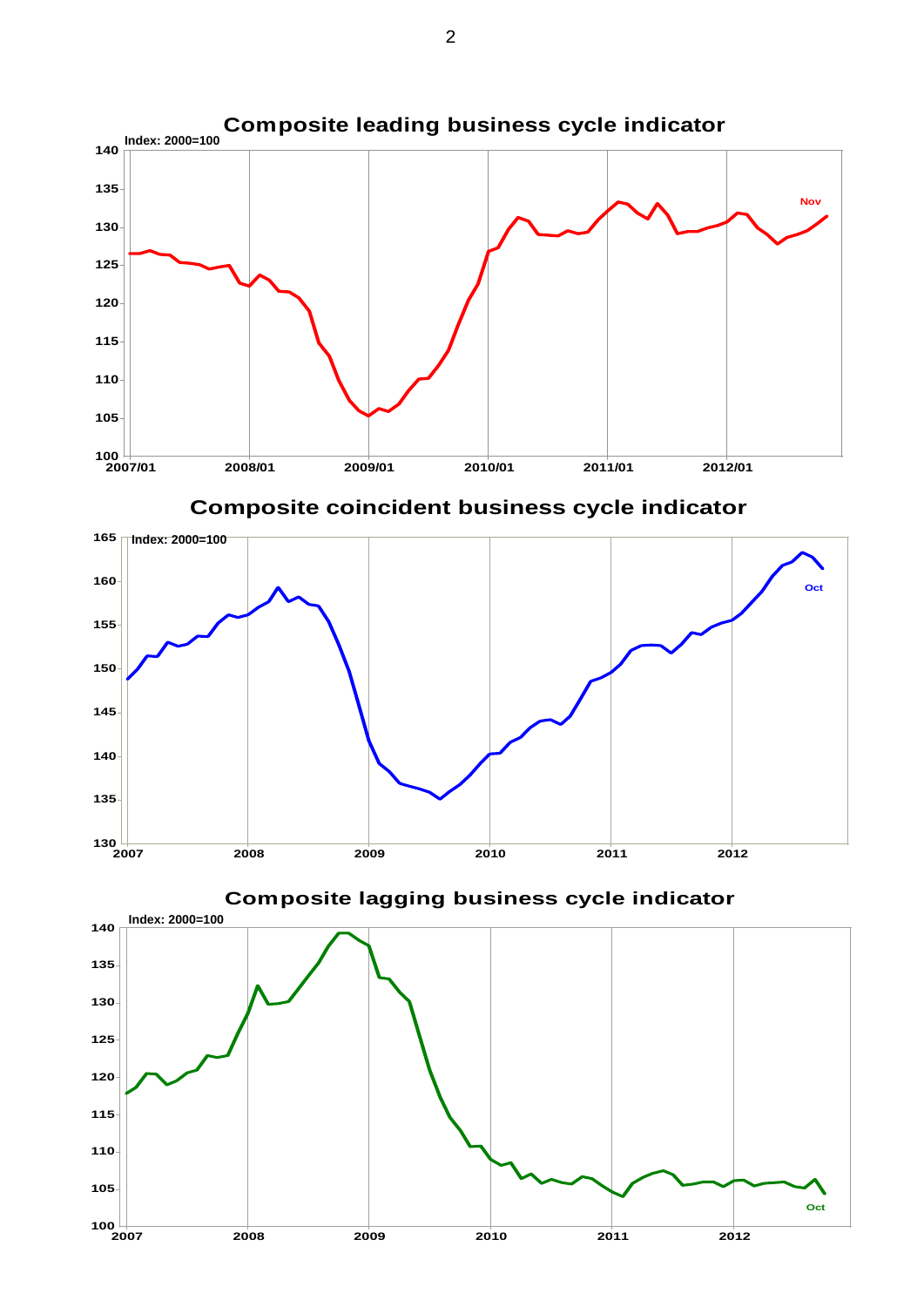## Composite leading business cycle indicator

Index: 2000=100

## Composite coincident business cycle indicator

Index: 2000=100

## Composite lagging business cycle indicator

Index: 2000=100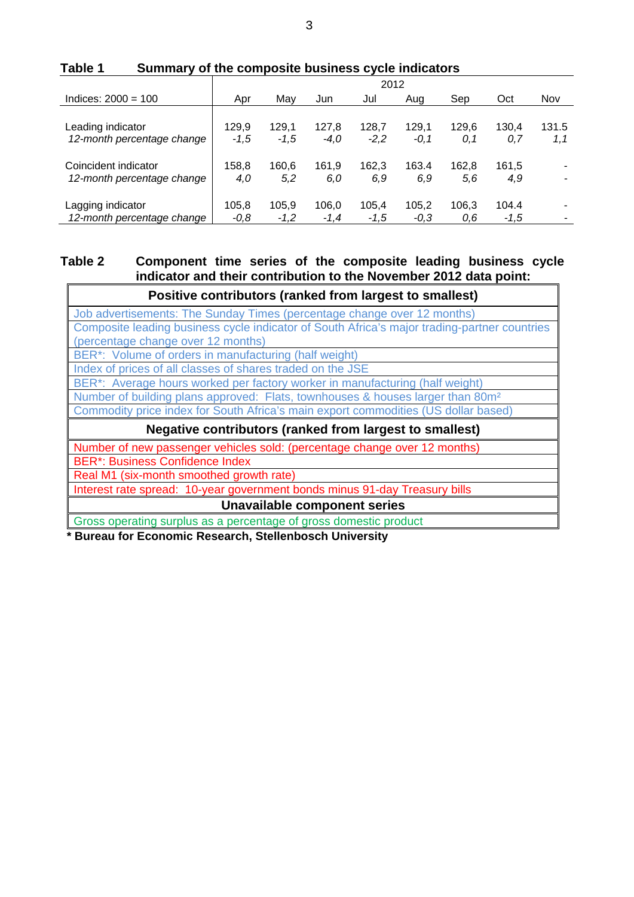**Table 1 Summary of the composite business cycle indicators**

| Indices: 2000 = 100 | 2012 | | | | | | | |
|---|---|---|---|---|---|---|---|---|
| | Apr | May | Jun | Jul | Aug | Sep | Oct | Nov |
| Leading indicator | 129,9 | 129,1 | 127,8 | 128,7 | 129,1 | 129,6 | 130,4 | 131.5 |
| *12-month percentage change* | *-1,5* | *-1,5* | *-4,0* | *-2,2* | *-0,1* | *0,1* | *0,7* | *1,1* |
| Coincident indicator | 158,8 | 160,6 | 161,9 | 162,3 | 163.4 | 162,8 | 161,5 | - |
| *12-month percentage change* | *4,0* | *5,2* | *6,0* | *6,9* | *6,9* | *5,6* | *4,9* | - |
| Lagging indicator | 105,8 | 105,9 | 106,0 | 105,4 | 105,2 | 106,3 | 104.4 | - |
| *12-month percentage change* | *-0,8* | *-1,2* | *-1,4* | *-1,5* | *-0,3* | *0,6* | *-1,5* | - |

**Table 2 Component time series of the composite leading business cycle indicator and their contribution to the November 2012 data point:**

| Positive contributors (ranked from largest to smallest) |
|---|
| Job advertisements: The Sunday Times (percentage change over 12 months) |
| Composite leading business cycle indicator of South Africa's major trading-partner countries (percentage change over 12 months) |
| BER*: Volume of orders in manufacturing (half weight) |
| Index of prices of all classes of shares traded on the JSE |
| BER*: Average hours worked per factory worker in manufacturing (half weight) |
| Number of building plans approved: Flats, townhouses & houses larger than 80m² |
| Commodity price index for South Africa's main export commodities (US dollar based) |
| **Negative contributors (ranked from largest to smallest)** |
| Number of new passenger vehicles sold: (percentage change over 12 months) |
| BER*: Business Confidence Index |
| Real M1 (six-month smoothed growth rate) |
| Interest rate spread: 10-year government bonds minus 91-day Treasury bills |
| **Unavailable component series** |
| Gross operating surplus as a percentage of gross domestic product |

**\* Bureau for Economic Research, Stellenbosch University**